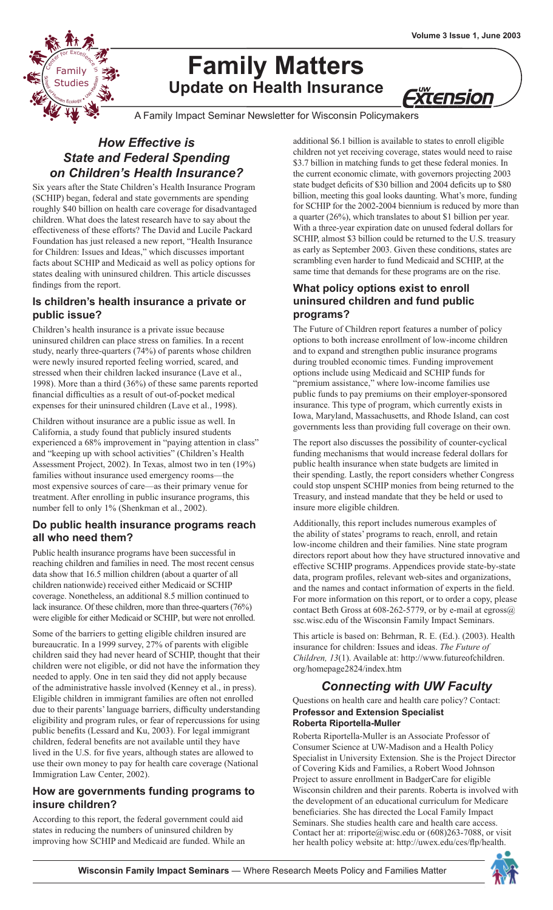# Family Matters

## Update on Health Insurance

A Family Impact Seminar Newsletter for Wisconsin Policymakers

## *How Effective is State and Federal Spending on Children's Health Insurance?*

Six years after the State Children's Health Insurance Program (SCHIP) began, federal and state governments are spending roughly $40 billion on health care coverage for disadvantaged children. What does the latest research have to say about the effectiveness of these efforts? The David and Lucile Packard Foundation has just released a new report, "Health Insurance for Children: Issues and Ideas," which discusses important facts about SCHIP and Medicaid as well as policy options for states dealing with uninsured children. This article discusses findings from the report.

### Is children's health insurance a private or public issue?

Children's health insurance is a private issue because uninsured children can place stress on families. In a recent study, nearly three-quarters (74%) of parents whose children were newly insured reported feeling worried, scared, and stressed when their children lacked insurance (Lave et al., 1998). More than a third (36%) of these same parents reported financial difficulties as a result of out-of-pocket medical expenses for their uninsured children (Lave et al., 1998).

Children without insurance are a public issue as well. In California, a study found that publicly insured students experienced a 68% improvement in "paying attention in class" and "keeping up with school activities" (Children's Health Assessment Project, 2002). In Texas, almost two in ten (19%) families without insurance used emergency rooms—the most expensive sources of care—as their primary venue for treatment. After enrolling in public insurance programs, this number fell to only 1% (Shenkman et al., 2002).

### Do public health insurance programs reach all who need them?

Public health insurance programs have been successful in reaching children and families in need. The most recent census data show that 16.5 million children (about a quarter of all children nationwide) received either Medicaid or SCHIP coverage. Nonetheless, an additional 8.5 million continued to lack insurance. Of these children, more than three-quarters (76%) were eligible for either Medicaid or SCHIP, but were not enrolled.

Some of the barriers to getting eligible children insured are bureaucratic. In a 1999 survey, 27% of parents with eligible children said they had never heard of SCHIP, thought that their children were not eligible, or did not have the information they needed to apply. One in ten said they did not apply because of the administrative hassle involved (Kenney et al., in press). Eligible children in immigrant families are often not enrolled due to their parents' language barriers, difficulty understanding eligibility and program rules, or fear of repercussions for using public benefits (Lessard and Ku, 2003). For legal immigrant children, federal benefits are not available until they have lived in the U.S. for five years, although states are allowed to use their own money to pay for health care coverage (National Immigration Law Center, 2002).

### How are governments funding programs to insure children?

According to this report, the federal government could aid states in reducing the numbers of uninsured children by improving how SCHIP and Medicaid are funded. While an additional $6.1 billion is available to states to enroll eligible children not yet receiving coverage, states would need to raise $3.7 billion in matching funds to get these federal monies. In the current economic climate, with governors projecting 2003 state budget deficits of $30 billion and 2004 deficits up to $80 billion, meeting this goal looks daunting. What's more, funding for SCHIP for the 2002-2004 biennium is reduced by more than a quarter (26%), which translates to about $1 billion per year. With a three-year expiration date on unused federal dollars for SCHIP, almost $3 billion could be returned to the U.S. treasury as early as September 2003. Given these conditions, states are scrambling even harder to fund Medicaid and SCHIP, at the same time that demands for these programs are on the rise.

### What policy options exist to enroll uninsured children and fund public programs?

The Future of Children report features a number of policy options to both increase enrollment of low-income children and to expand and strengthen public insurance programs during troubled economic times. Funding improvement options include using Medicaid and SCHIP funds for "premium assistance," where low-income families use public funds to pay premiums on their employer-sponsored insurance. This type of program, which currently exists in Iowa, Maryland, Massachusetts, and Rhode Island, can cost governments less than providing full coverage on their own.

The report also discusses the possibility of counter-cyclical funding mechanisms that would increase federal dollars for public health insurance when state budgets are limited in their spending. Lastly, the report considers whether Congress could stop unspent SCHIP monies from being returned to the Treasury, and instead mandate that they be held or used to insure more eligible children.

Additionally, this report includes numerous examples of the ability of states' programs to reach, enroll, and retain low-income children and their families. Nine state program directors report about how they have structured innovative and effective SCHIP programs. Appendices provide state-by-state data, program profiles, relevant web-sites and organizations, and the names and contact information of experts in the field. For more information on this report, or to order a copy, please contact Beth Gross at 608-262-5779, or by e-mail at egross@ssc.wisc.edu of the Wisconsin Family Impact Seminars.

This article is based on: Behrman, R. E. (Ed.). (2003). Health insurance for children: Issues and ideas. *The Future of Children, 13*(1). Available at: http://www.futureofchildren.org/homepage2824/index.htm

## *Connecting with UW Faculty*

Questions on health care and health care policy? Contact:
**Professor and Extension Specialist**
**Roberta Riportella-Muller**

Roberta Riportella-Muller is an Associate Professor of Consumer Science at UW-Madison and a Health Policy Specialist in University Extension. She is the Project Director of Covering Kids and Families, a Robert Wood Johnson Project to assure enrollment in BadgerCare for eligible Wisconsin children and their parents. Roberta is involved with the development of an educational curriculum for Medicare beneficiaries. She has directed the Local Family Impact Seminars. She studies health care and health care access. Contact her at: rriporte@wisc.edu or (608)263-7088, or visit her health policy website at: http://uwex.edu/ces/flp/health.

**Wisconsin Family Impact Seminars** — Where Research Meets Policy and Families Matter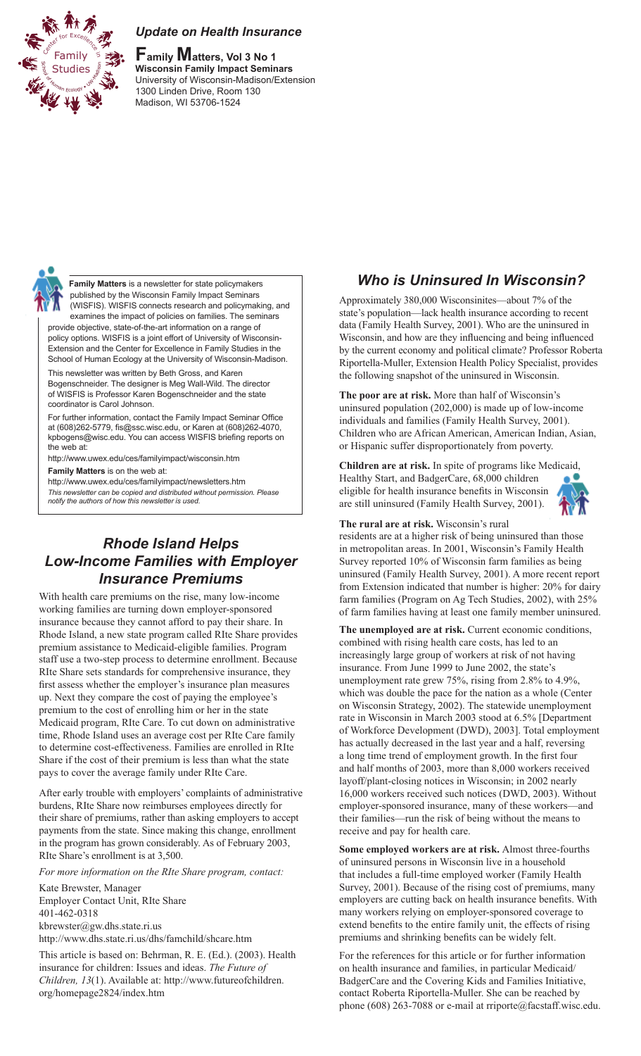*Update on Health Insurance*

**Family Matters, Vol 3 No 1**
**Wisconsin Family Impact Seminars**
University of Wisconsin-Madison/Extension
1300 Linden Drive, Room 130
Madison, WI 53706-1524

**Family Matters** is a newsletter for state policymakers published by the Wisconsin Family Impact Seminars (WISFIS). WISFIS connects research and policymaking, and examines the impact of policies on families. The seminars provide objective, state-of-the-art information on a range of policy options. WISFIS is a joint effort of University of Wisconsin-Extension and the Center for Excellence in Family Studies in the School of Human Ecology at the University of Wisconsin-Madison.

This newsletter was written by Beth Gross, and Karen Bogenschneider. The designer is Meg Wall-Wild. The director of WISFIS is Professor Karen Bogenschneider and the state coordinator is Carol Johnson.

For further information, contact the Family Impact Seminar Office at (608)262-5779, fis@ssc.wisc.edu, or Karen at (608)262-4070, kpbogens@wisc.edu. You can access WISFIS briefing reports on the web at:

http://www.uwex.edu/ces/familyimpact/wisconsin.htm

**Family Matters** is on the web at:
http://www.uwex.edu/ces/familyimpact/newsletters.htm
*This newsletter can be copied and distributed without permission. Please notify the authors of how this newsletter is used.*

## *Rhode Island Helps Low-Income Families with Employer Insurance Premiums*

With health care premiums on the rise, many low-income working families are turning down employer-sponsored insurance because they cannot afford to pay their share. In Rhode Island, a new state program called RIte Share provides premium assistance to Medicaid-eligible families. Program staff use a two-step process to determine enrollment. Because RIte Share sets standards for comprehensive insurance, they first assess whether the employer's insurance plan measures up. Next they compare the cost of paying the employee's premium to the cost of enrolling him or her in the state Medicaid program, RIte Care. To cut down on administrative time, Rhode Island uses an average cost per RIte Care family to determine cost-effectiveness. Families are enrolled in RIte Share if the cost of their premium is less than what the state pays to cover the average family under RIte Care.

After early trouble with employers' complaints of administrative burdens, RIte Share now reimburses employees directly for their share of premiums, rather than asking employers to accept payments from the state. Since making this change, enrollment in the program has grown considerably. As of February 2003, RIte Share's enrollment is at 3,500.

*For more information on the RIte Share program, contact:*

Kate Brewster, Manager
Employer Contact Unit, RIte Share
401-462-0318
kbrewster@gw.dhs.state.ri.us
http://www.dhs.state.ri.us/dhs/famchild/shcare.htm

This article is based on: Behrman, R. E. (Ed.). (2003). Health insurance for children: Issues and ideas. *The Future of Children, 13*(1). Available at: http://www.futureofchildren.org/homepage2824/index.htm

## *Who is Uninsured In Wisconsin?*

Approximately 380,000 Wisconsinites—about 7% of the state's population—lack health insurance according to recent data (Family Health Survey, 2001). Who are the uninsured in Wisconsin, and how are they influencing and being influenced by the current economy and political climate? Professor Roberta Riportella-Muller, Extension Health Policy Specialist, provides the following snapshot of the uninsured in Wisconsin.

**The poor are at risk.** More than half of Wisconsin's uninsured population (202,000) is made up of low-income individuals and families (Family Health Survey, 2001). Children who are African American, American Indian, Asian, or Hispanic suffer disproportionately from poverty.

**Children are at risk.** In spite of programs like Medicaid, Healthy Start, and BadgerCare, 68,000 children eligible for health insurance benefits in Wisconsin are still uninsured (Family Health Survey, 2001).

**The rural are at risk.** Wisconsin's rural residents are at a higher risk of being uninsured than those in metropolitan areas. In 2001, Wisconsin's Family Health Survey reported 10% of Wisconsin farm families as being uninsured (Family Health Survey, 2001). A more recent report from Extension indicated that number is higher: 20% for dairy farm families (Program on Ag Tech Studies, 2002), with 25% of farm families having at least one family member uninsured.

**The unemployed are at risk.** Current economic conditions, combined with rising health care costs, has led to an increasingly large group of workers at risk of not having insurance. From June 1999 to June 2002, the state's unemployment rate grew 75%, rising from 2.8% to 4.9%, which was double the pace for the nation as a whole (Center on Wisconsin Strategy, 2002). The statewide unemployment rate in Wisconsin in March 2003 stood at 6.5% [Department of Workforce Development (DWD), 2003]. Total employment has actually decreased in the last year and a half, reversing a long time trend of employment growth. In the first four and half months of 2003, more than 8,000 workers received layoff/plant-closing notices in Wisconsin; in 2002 nearly 16,000 workers received such notices (DWD, 2003). Without employer-sponsored insurance, many of these workers—and their families—run the risk of being without the means to receive and pay for health care.

**Some employed workers are at risk.** Almost three-fourths of uninsured persons in Wisconsin live in a household that includes a full-time employed worker (Family Health Survey, 2001). Because of the rising cost of premiums, many employers are cutting back on health insurance benefits. With many workers relying on employer-sponsored coverage to extend benefits to the entire family unit, the effects of rising premiums and shrinking benefits can be widely felt.

For the references for this article or for further information on health insurance and families, in particular Medicaid/BadgerCare and the Covering Kids and Families Initiative, contact Roberta Riportella-Muller. She can be reached by phone (608) 263-7088 or e-mail at rriporte@facstaff.wisc.edu.